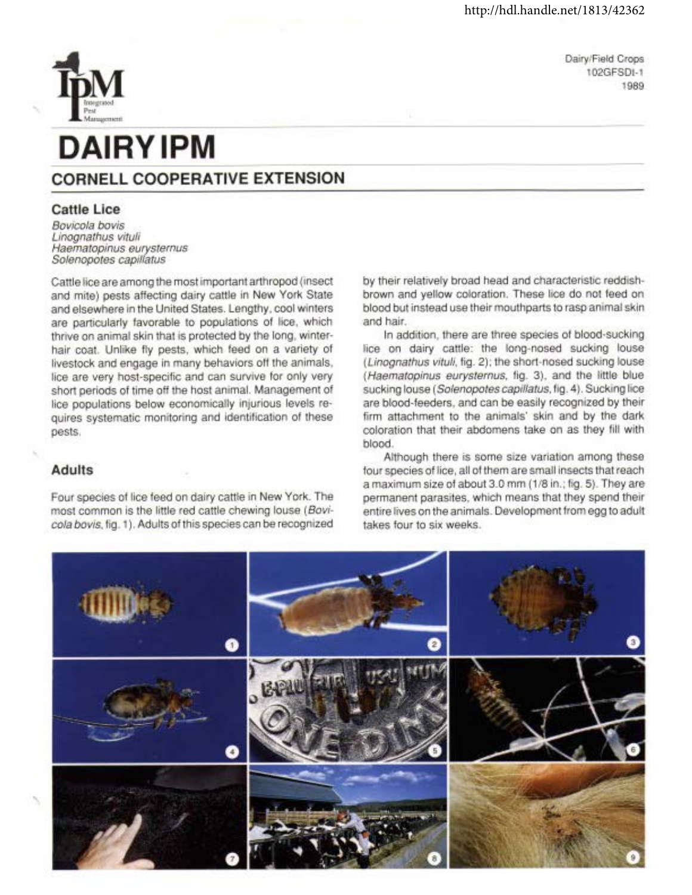http://hdl.handle.net/1813/42362

IPM Integrated Pest Management

Dairy/Field Crops
102GFSDI-1
1989

# DAIRY IPM

## CORNELL COOPERATIVE EXTENSION

### Cattle Lice

*Bovicola bovis*
*Linognathus vituli*
*Haematopinus eurysternus*
*Solenopotes capillatus*

Cattle lice are among the most important arthropod (insect and mite) pests affecting dairy cattle in New York State and elsewhere in the United States. Lengthy, cool winters are particularly favorable to populations of lice, which thrive on animal skin that is protected by the long, winter-hair coat. Unlike fly pests, which feed on a variety of livestock and engage in many behaviors off the animals, lice are very host-specific and can survive for only very short periods of time off the host animal. Management of lice populations below economically injurious levels requires systematic monitoring and identification of these pests.

### Adults

Four species of lice feed on dairy cattle in New York. The most common is the little red cattle chewing louse (*Bovicola bovis*, fig. 1). Adults of this species can be recognized by their relatively broad head and characteristic reddish-brown and yellow coloration. These lice do not feed on blood but instead use their mouthparts to rasp animal skin and hair.

In addition, there are three species of blood-sucking lice on dairy cattle: the long-nosed sucking louse (*Linognathus vituli*, fig. 2); the short-nosed sucking louse (*Haematopinus eurysternus*, fig. 3), and the little blue sucking louse (*Solenopotes capillatus*, fig. 4). Sucking lice are blood-feeders, and can be easily recognized by their firm attachment to the animals' skin and by the dark coloration that their abdomens take on as they fill with blood.

Although there is some size variation among these four species of lice, all of them are small insects that reach a maximum size of about 3.0 mm (1/8 in.; fig. 5). They are permanent parasites, which means that they spend their entire lives on the animals. Development from egg to adult takes four to six weeks.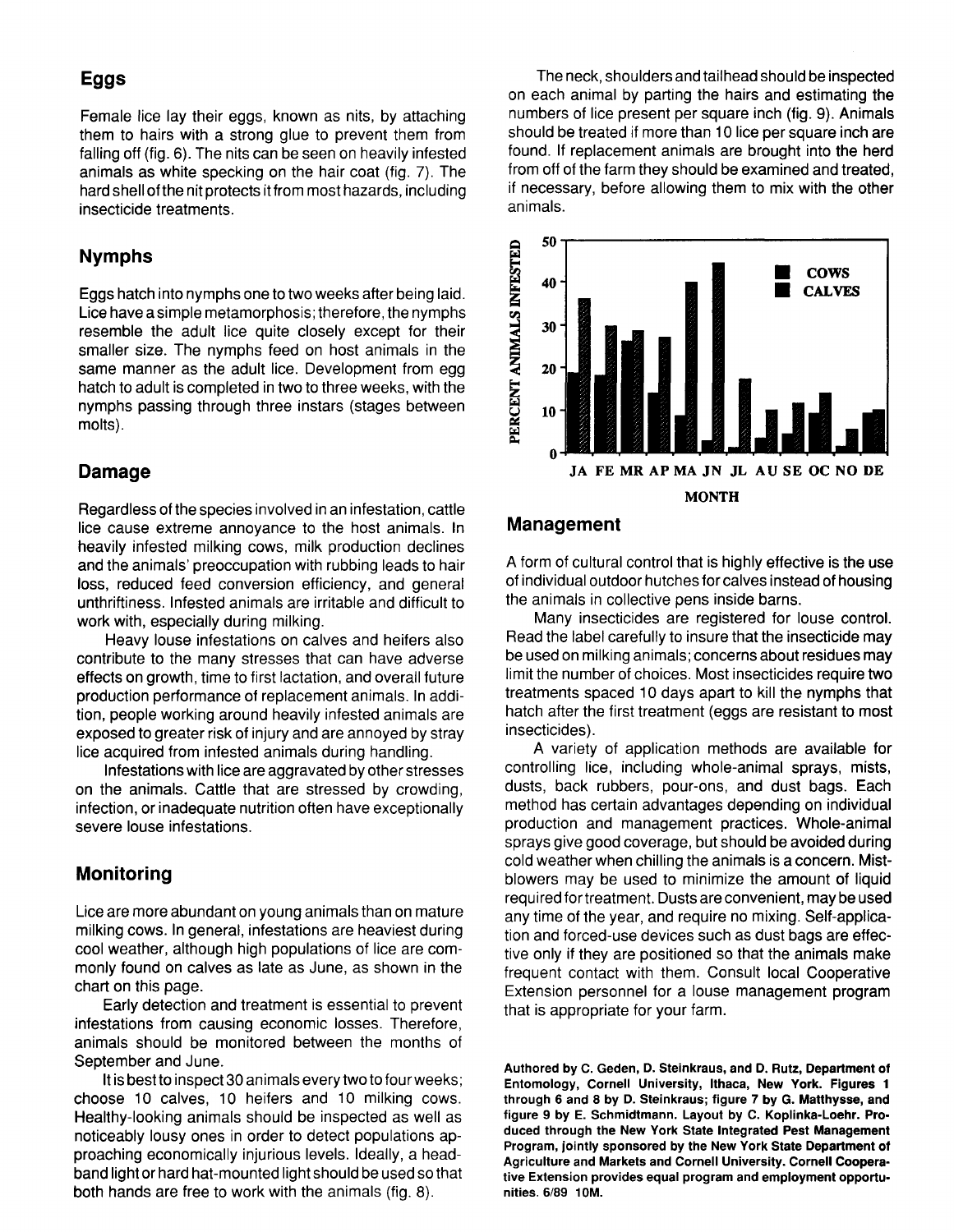## Eggs

Female lice lay their eggs, known as nits, by attaching them to hairs with a strong glue to prevent them from falling off (fig. 6). The nits can be seen on heavily infested animals as white specking on the hair coat (fig. 7). The hard shell of the nit protects it from most hazards, including insecticide treatments.

## Nymphs

Eggs hatch into nymphs one to two weeks after being laid. Lice have a simple metamorphosis; therefore, the nymphs resemble the adult lice quite closely except for their smaller size. The nymphs feed on host animals in the same manner as the adult lice. Development from egg hatch to adult is completed in two to three weeks, with the nymphs passing through three instars (stages between molts).

## Damage

Regardless of the species involved in an infestation, cattle lice cause extreme annoyance to the host animals. In heavily infested milking cows, milk production declines and the animals' preoccupation with rubbing leads to hair loss, reduced feed conversion efficiency, and general unthriftiness. Infested animals are irritable and difficult to work with, especially during milking.

Heavy louse infestations on calves and heifers also contribute to the many stresses that can have adverse effects on growth, time to first lactation, and overall future production performance of replacement animals. In addition, people working around heavily infested animals are exposed to greater risk of injury and are annoyed by stray lice acquired from infested animals during handling.

Infestations with lice are aggravated by other stresses on the animals. Cattle that are stressed by crowding, infection, or inadequate nutrition often have exceptionally severe louse infestations.

## Monitoring

Lice are more abundant on young animals than on mature milking cows. In general, infestations are heaviest during cool weather, although high populations of lice are commonly found on calves as late as June, as shown in the chart on this page.

Early detection and treatment is essential to prevent infestations from causing economic losses. Therefore, animals should be monitored between the months of September and June.

It is best to inspect 30 animals every two to four weeks; choose 10 calves, 10 heifers and 10 milking cows. Healthy-looking animals should be inspected as well as noticeably lousy ones in order to detect populations approaching economically injurious levels. Ideally, a headband light or hard hat-mounted light should be used so that both hands are free to work with the animals (fig. 8).

The neck, shoulders and tailhead should be inspected on each animal by parting the hairs and estimating the numbers of lice present per square inch (fig. 9). Animals should be treated if more than 10 lice per square inch are found. If replacement animals are brought into the herd from off of the farm they should be examined and treated, if necessary, before allowing them to mix with the other animals.

PERCENT ANIMALS INFESTED

50
40
30
20
10
0

COWS
CALVES

JA FE MR AP MA JN JL AU SE OC NO DE

MONTH

## Management

A form of cultural control that is highly effective is the use of individual outdoor hutches for calves instead of housing the animals in collective pens inside barns.

Many insecticides are registered for louse control. Read the label carefully to insure that the insecticide may be used on milking animals; concerns about residues may limit the number of choices. Most insecticides require two treatments spaced 10 days apart to kill the nymphs that hatch after the first treatment (eggs are resistant to most insecticides).

A variety of application methods are available for controlling lice, including whole-animal sprays, mists, dusts, back rubbers, pour-ons, and dust bags. Each method has certain advantages depending on individual production and management practices. Whole-animal sprays give good coverage, but should be avoided during cold weather when chilling the animals is a concern. Mist-blowers may be used to minimize the amount of liquid required for treatment. Dusts are convenient, may be used any time of the year, and require no mixing. Self-application and forced-use devices such as dust bags are effective only if they are positioned so that the animals make frequent contact with them. Consult local Cooperative Extension personnel for a louse management program that is appropriate for your farm.

**Authored by C. Geden, D. Steinkraus, and D. Rutz, Department of Entomology, Cornell University, Ithaca, New York. Figures 1 through 6 and 8 by D. Steinkraus; figure 7 by G. Matthysse, and figure 9 by E. Schmidtmann. Layout by C. Koplinka-Loehr. Produced through the New York State Integrated Pest Management Program, jointly sponsored by the New York State Department of Agriculture and Markets and Cornell University. Cornell Cooperative Extension provides equal program and employment opportunities. 6/89 10M.**